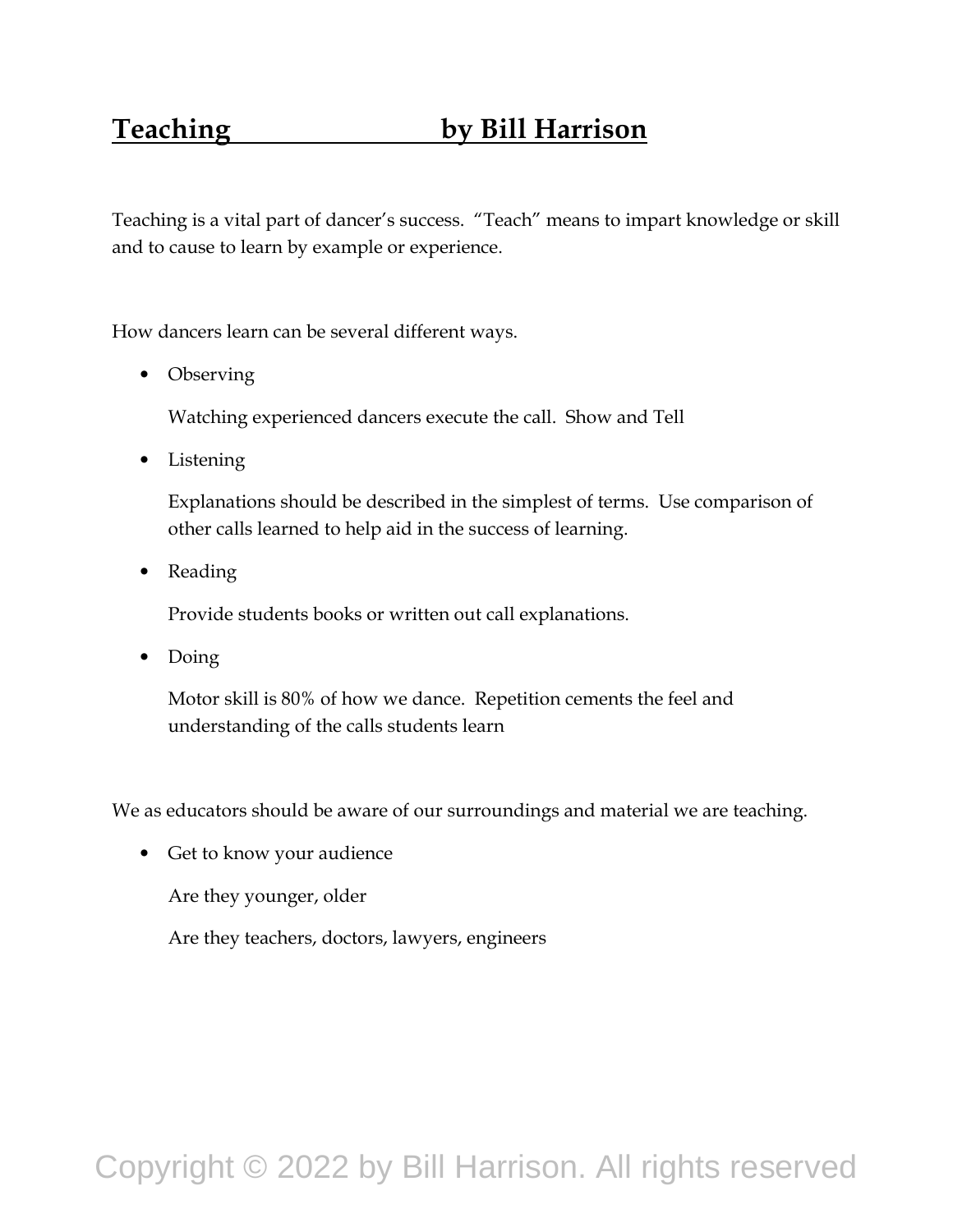# Teaching by Bill Harrison

Teaching is a vital part of dancer's success. "Teach" means to impart knowledge or skill and to cause to learn by example or experience.

How dancers learn can be several different ways.

- Observing

  Watching experienced dancers execute the call. Show and Tell

- Listening

  Explanations should be described in the simplest of terms. Use comparison of other calls learned to help aid in the success of learning.

- Reading

  Provide students books or written out call explanations.

- Doing

  Motor skill is 80% of how we dance. Repetition cements the feel and understanding of the calls students learn

We as educators should be aware of our surroundings and material we are teaching.

- Get to know your audience

  Are they younger, older

  Are they teachers, doctors, lawyers, engineers

Copyright © 2022 by Bill Harrison. All rights reserved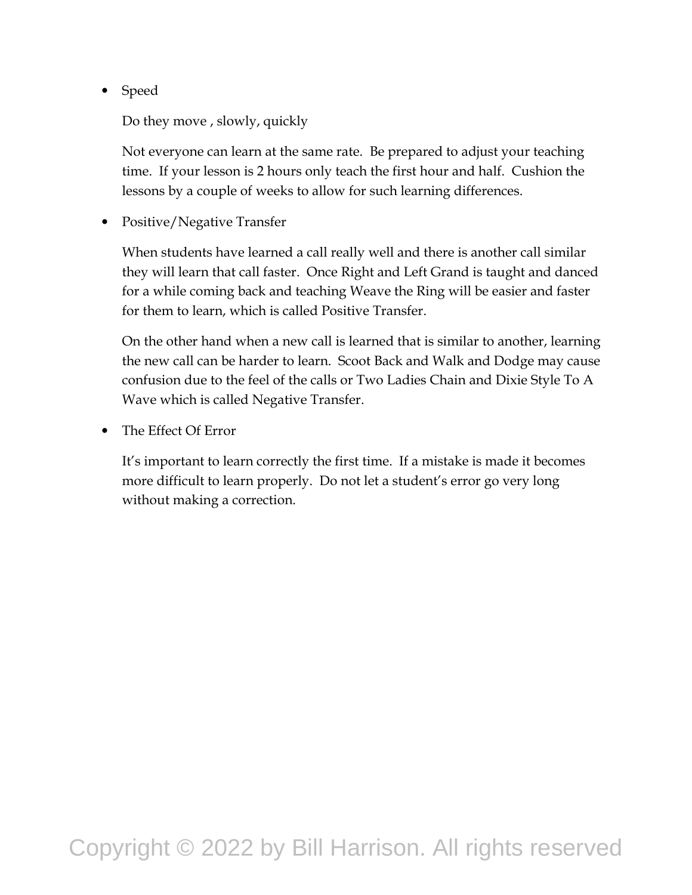- Speed

  Do they move , slowly, quickly

  Not everyone can learn at the same rate. Be prepared to adjust your teaching time. If your lesson is 2 hours only teach the first hour and half. Cushion the lessons by a couple of weeks to allow for such learning differences.

- Positive/Negative Transfer

  When students have learned a call really well and there is another call similar they will learn that call faster. Once Right and Left Grand is taught and danced for a while coming back and teaching Weave the Ring will be easier and faster for them to learn, which is called Positive Transfer.

  On the other hand when a new call is learned that is similar to another, learning the new call can be harder to learn. Scoot Back and Walk and Dodge may cause confusion due to the feel of the calls or Two Ladies Chain and Dixie Style To A Wave which is called Negative Transfer.

- The Effect Of Error

  It's important to learn correctly the first time. If a mistake is made it becomes more difficult to learn properly. Do not let a student's error go very long without making a correction.

Copyright © 2022 by Bill Harrison. All rights reserved